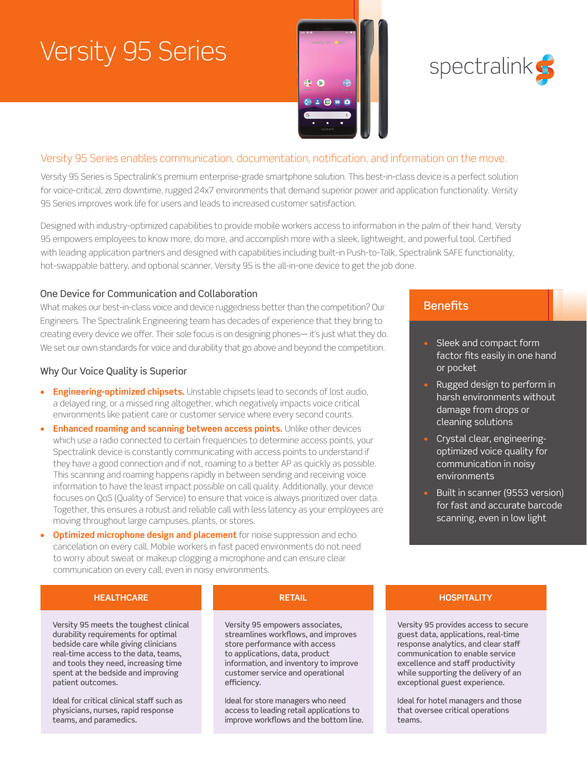# Versity 95 Series

spectralink

## Versity 95 Series enables communication, documentation, notification, and information on the move.

Versity 95 Series is Spectralink's premium enterprise-grade smartphone solution. This best-in-class device is a perfect solution for voice-critical, zero downtime, rugged 24x7 environments that demand superior power and application functionality. Versity 95 Series improves work life for users and leads to increased customer satisfaction.

Designed with industry-optimized capabilities to provide mobile workers access to information in the palm of their hand, Versity 95 empowers employees to know more, do more, and accomplish more with a sleek, lightweight, and powerful tool. Certified with leading application partners and designed with capabilities including built-in Push-to-Talk, Spectralink SAFE functionality, hot-swappable battery, and optional scanner, Versity 95 is the all-in-one device to get the job done.

### One Device for Communication and Collaboration

What makes our best-in-class voice and device ruggedness better than the competition? Our Engineers. The Spectralink Engineering team has decades of experience that they bring to creating every device we offer. Their sole focus is on designing phones— it's just what they do. We set our own standards for voice and durability that go above and beyond the competition.

### Why Our Voice Quality is Superior

- **Engineering-optimized chipsets.** Unstable chipsets lead to seconds of lost audio, a delayed ring, or a missed ring altogether, which negatively impacts voice critical environments like patient care or customer service where every second counts.
- **Enhanced roaming and scanning between access points.** Unlike other devices which use a radio connected to certain frequencies to determine access points, your Spectralink device is constantly communicating with access points to understand if they have a good connection and if not, roaming to a better AP as quickly as possible. This scanning and roaming happens rapidly in between sending and receiving voice information to have the least impact possible on call quality. Additionally, your device focuses on QoS (Quality of Service) to ensure that voice is always prioritized over data. Together, this ensures a robust and reliable call with less latency as your employees are moving throughout large campuses, plants, or stores.
- **Optimized microphone design and placement** for noise suppression and echo cancelation on every call. Mobile workers in fast paced environments do not need to worry about sweat or makeup clogging a microphone and can ensure clear communication on every call, even in noisy environments.

### Benefits

- Sleek and compact form factor fits easily in one hand or pocket
- Rugged design to perform in harsh environments without damage from drops or cleaning solutions
- Crystal clear, engineering-optimized voice quality for communication in noisy environments
- Built in scanner (9553 version) for fast and accurate barcode scanning, even in low light

### HEALTHCARE

Versity 95 meets the toughest clinical durability requirements for optimal bedside care while giving clinicians real-time access to the data, teams, and tools they need, increasing time spent at the bedside and improving patient outcomes.

Ideal for critical clinical staff such as physicians, nurses, rapid response teams, and paramedics.

### RETAIL

Versity 95 empowers associates, streamlines workflows, and improves store performance with access to applications, data, product information, and inventory to improve customer service and operational efficiency.

Ideal for store managers who need access to leading retail applications to improve workflows and the bottom line.

### HOSPITALITY

Versity 95 provides access to secure guest data, applications, real-time response analytics, and clear staff communication to enable service excellence and staff productivity while supporting the delivery of an exceptional guest experience.

Ideal for hotel managers and those that oversee critical operations teams.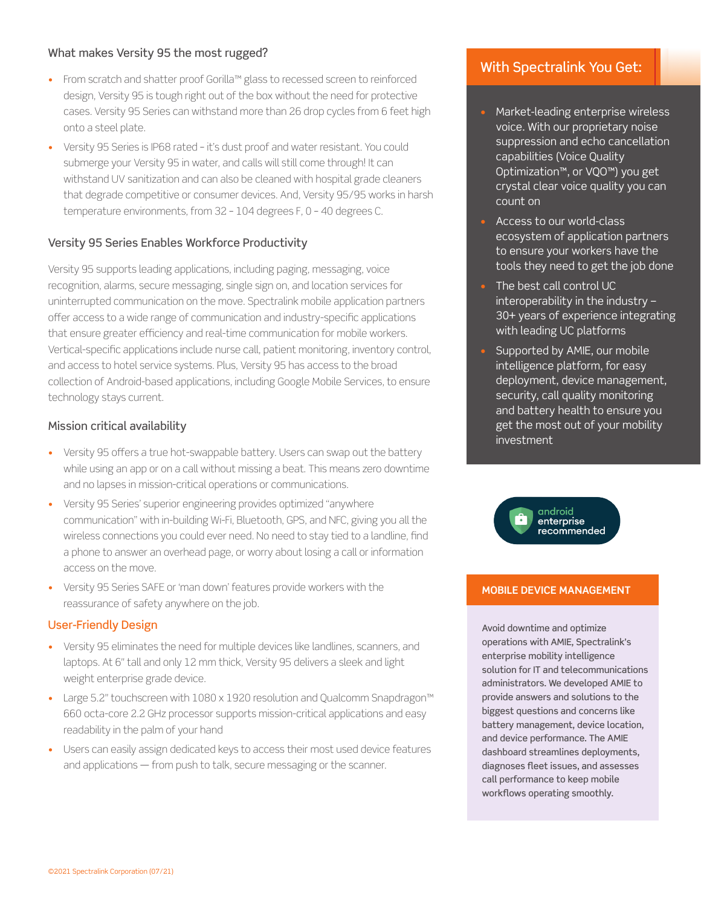### What makes Versity 95 the most rugged?

- From scratch and shatter proof Gorilla™ glass to recessed screen to reinforced design, Versity 95 is tough right out of the box without the need for protective cases. Versity 95 Series can withstand more than 26 drop cycles from 6 feet high onto a steel plate.
- Versity 95 Series is IP68 rated – it's dust proof and water resistant. You could submerge your Versity 95 in water, and calls will still come through! It can withstand UV sanitization and can also be cleaned with hospital grade cleaners that degrade competitive or consumer devices. And, Versity 95/95 works in harsh temperature environments, from 32 - 104 degrees F, 0 - 40 degrees C.

### Versity 95 Series Enables Workforce Productivity

Versity 95 supports leading applications, including paging, messaging, voice recognition, alarms, secure messaging, single sign on, and location services for uninterrupted communication on the move. Spectralink mobile application partners offer access to a wide range of communication and industry-specific applications that ensure greater efficiency and real-time communication for mobile workers. Vertical-specific applications include nurse call, patient monitoring, inventory control, and access to hotel service systems. Plus, Versity 95 has access to the broad collection of Android-based applications, including Google Mobile Services, to ensure technology stays current.

### Mission critical availability

- Versity 95 offers a true hot-swappable battery. Users can swap out the battery while using an app or on a call without missing a beat. This means zero downtime and no lapses in mission-critical operations or communications.
- Versity 95 Series' superior engineering provides optimized "anywhere communication" with in-building Wi-Fi, Bluetooth, GPS, and NFC, giving you all the wireless connections you could ever need. No need to stay tied to a landline, find a phone to answer an overhead page, or worry about losing a call or information access on the move.
- Versity 95 Series SAFE or 'man down' features provide workers with the reassurance of safety anywhere on the job.

### User-Friendly Design

- Versity 95 eliminates the need for multiple devices like landlines, scanners, and laptops. At 6" tall and only 12 mm thick, Versity 95 delivers a sleek and light weight enterprise grade device.
- Large 5.2" touchscreen with 1080 x 1920 resolution and Qualcomm Snapdragon™ 660 octa-core 2.2 GHz processor supports mission-critical applications and easy readability in the palm of your hand
- Users can easily assign dedicated keys to access their most used device features and applications — from push to talk, secure messaging or the scanner.

## With Spectralink You Get:

- Market-leading enterprise wireless voice. With our proprietary noise suppression and echo cancellation capabilities (Voice Quality Optimization™, or VQO™) you get crystal clear voice quality you can count on
- Access to our world-class ecosystem of application partners to ensure your workers have the tools they need to get the job done
- The best call control UC interoperability in the industry – 30+ years of experience integrating with leading UC platforms
- Supported by AMIE, our mobile intelligence platform, for easy deployment, device management, security, call quality monitoring and battery health to ensure you get the most out of your mobility investment

android enterprise recommended

### MOBILE DEVICE MANAGEMENT

Avoid downtime and optimize operations with AMIE, Spectralink's enterprise mobility intelligence solution for IT and telecommunications administrators. We developed AMIE to provide answers and solutions to the biggest questions and concerns like battery management, device location, and device performance. The AMIE dashboard streamlines deployments, diagnoses fleet issues, and assesses call performance to keep mobile workflows operating smoothly.

©2021 Spectralink Corporation (07/21)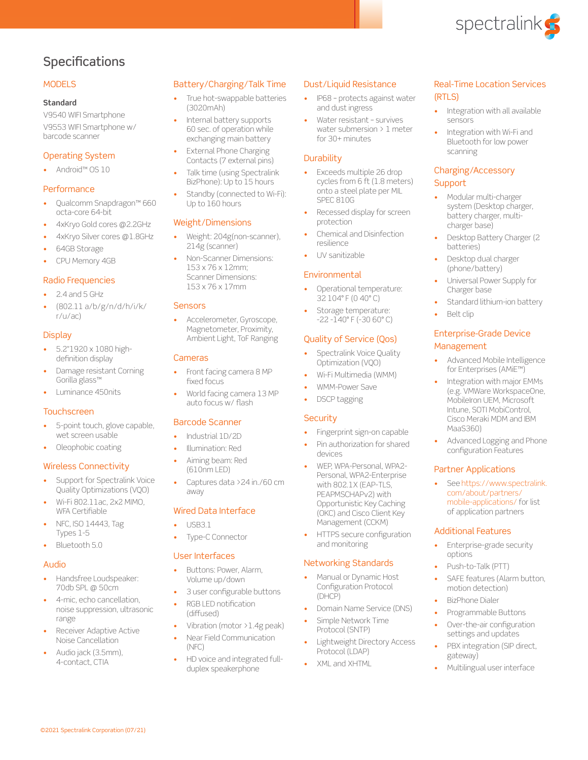# Specifications

## MODELS

**Standard**

V9540 WIFI Smartphone

V9553 WIFI Smartphone w/ barcode scanner

## Operating System

- Android™ OS 10

## Performance

- Qualcomm Snapdragon™ 660 octa-core 64-bit
- 4xKryo Gold cores @2.2GHz
- 4xKryo Silver cores @1.8GHz
- 64GB Storage
- CPU Memory 4GB

## Radio Frequencies

- 2.4 and 5 GHz
- (802.11 a/b/g/n/d/h/i/k/r/u/ac)

## Display

- 5.2"1920 x 1080 high-definition display
- Damage resistant Corning Gorilla glass™
- Luminance 450nits

## Touchscreen

- 5-point touch, glove capable, wet screen usable
- Oleophobic coating

## Wireless Connectivity

- Support for Spectralink Voice Quality Optimizations (VQO)
- Wi-Fi 802.11ac, 2x2 MIMO, WFA Certifiable
- NFC, ISO 14443, Tag Types 1-5
- Bluetooth 5.0

## Audio

- Handsfree Loudspeaker: 70db SPL @ 50cm
- 4-mic, echo cancellation, noise suppression, ultrasonic range
- Receiver Adaptive Active Noise Cancellation
- Audio jack (3.5mm), 4-contact, CTIA

## Battery/Charging/Talk Time

- True hot-swappable batteries (3020mAh)
- Internal battery supports 60 sec. of operation while exchanging main battery
- External Phone Charging Contacts (7 external pins)
- Talk time (using Spectralink BizPhone): Up to 15 hours
- Standby (connected to Wi-Fi): Up to 160 hours

## Weight/Dimensions

- Weight: 204g(non-scanner), 214g (scanner)
- Non-Scanner Dimensions: 153 x 76 x 12mm; Scanner Dimensions: 153 x 76 x 17mm

## Sensors

- Accelerometer, Gyroscope, Magnetometer, Proximity, Ambient Light, ToF Ranging

## Cameras

- Front facing camera 8 MP fixed focus
- World facing camera 13 MP auto focus w/ flash

## Barcode Scanner

- Industrial 1D/2D
- Illumination: Red
- Aiming beam: Red (610nm LED)
- Captures data >24 in./60 cm away

## Wired Data Interface

- USB3.1
- Type-C Connector

## User Interfaces

- Buttons: Power, Alarm, Volume up/down
- 3 user configurable buttons
- RGB LED notification (diffused)
- Vibration (motor >1.4g peak)
- Near Field Communication (NFC)
- HD voice and integrated full-duplex speakerphone

## Dust/Liquid Resistance

- IP68 – protects against water and dust ingress
- Water resistant – survives water submersion > 1 meter for 30+ minutes

## Durability

- Exceeds multiple 26 drop cycles from 6 ft (1.8 meters) onto a steel plate per MIL SPEC 810G
- Recessed display for screen protection
- Chemical and Disinfection resilience
- UV sanitizable

## Environmental

- Operational temperature: 32 104° F (0 40° C)
- Storage temperature: -22 -140° F (-30 60° C)

## Quality of Service (Qos)

- Spectralink Voice Quality Optimization (VQO)
- Wi-Fi Multimedia (WMM)
- WMM-Power Save
- DSCP tagging

## Security

- Fingerprint sign-on capable
- Pin authorization for shared devices
- WEP, WPA-Personal, WPA2-Personal, WPA2-Enterprise with 802.1X (EAP-TLS, PEAPMSCHAPv2) with Opportunistic Key Caching (OKC) and Cisco Client Key Management (CCKM)
- HTTPS secure configuration and monitoring

## Networking Standards

- Manual or Dynamic Host Configuration Protocol (DHCP)
- Domain Name Service (DNS)
- Simple Network Time Protocol (SNTP)
- Lightweight Directory Access Protocol (LDAP)
- XML and XHTML

## Real-Time Location Services (RTLS)

- Integration with all available sensors
- Integration with Wi-Fi and Bluetooth for low power scanning

## Charging/Accessory Support

- Modular multi-charger system (Desktop charger, battery charger, multi-charger base)
- Desktop Battery Charger (2 batteries)
- Desktop dual charger (phone/battery)
- Universal Power Supply for Charger base
- Standard lithium-ion battery
- Belt clip

## Enterprise-Grade Device Management

- Advanced Mobile Intelligence for Enterprises (AMiE™)
- Integration with major EMMs (e.g. VMWare WorkspaceOne, MobileIron UEM, Microsoft Intune, SOTI MobiControl, Cisco Meraki MDM and IBM MaaS360)
- Advanced Logging and Phone configuration Features

## Partner Applications

- See https://www.spectralink.com/about/partners/mobile-applications/ for list of application partners

## Additional Features

- Enterprise-grade security options
- Push-to-Talk (PTT)
- SAFE features (Alarm button, motion detection)
- BizPhone Dialer
- Programmable Buttons
- Over-the-air configuration settings and updates
- PBX integration (SIP direct, gateway)
- Multilingual user interface

©2021 Spectralink Corporation (07/21)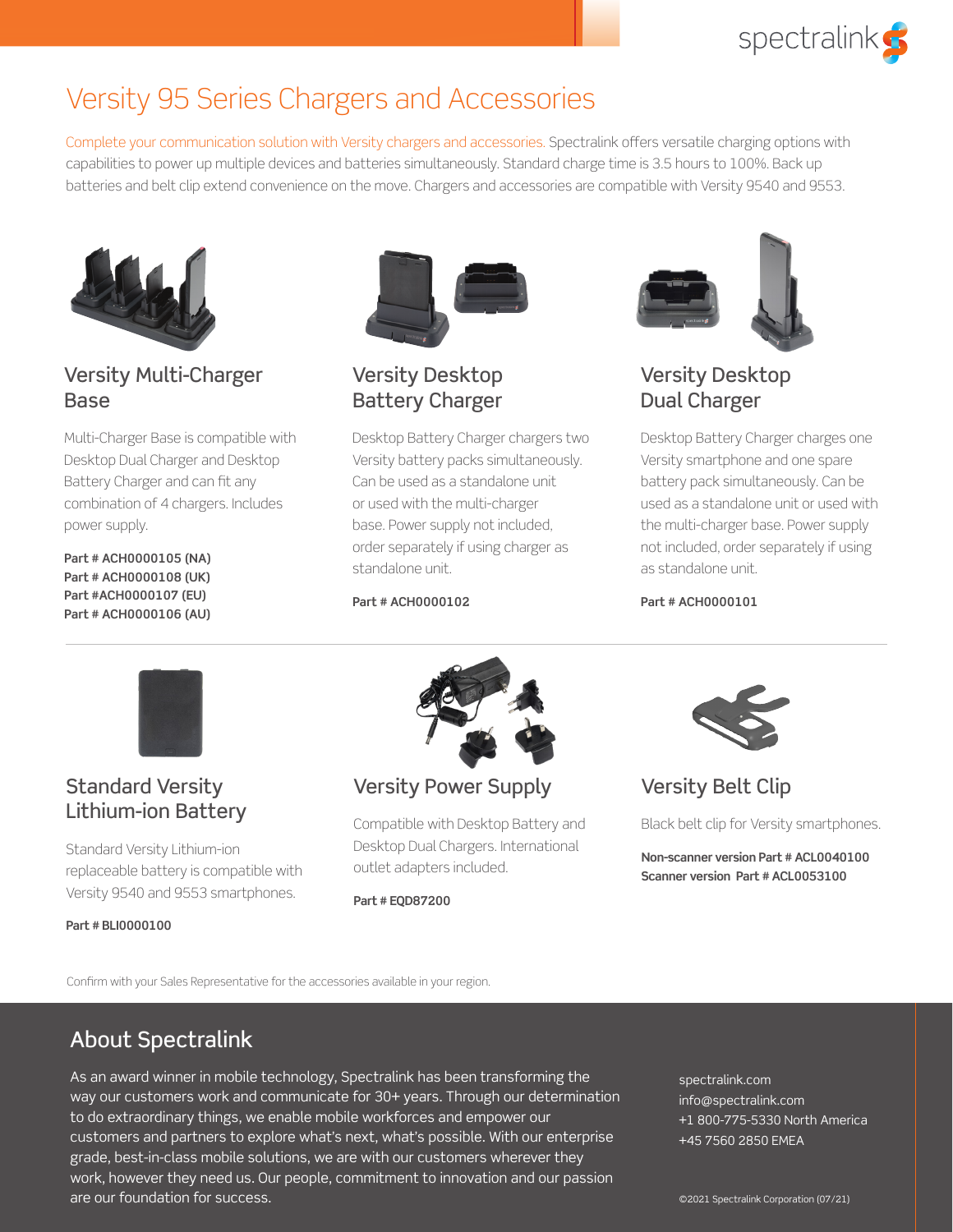# Versity 95 Series Chargers and Accessories

Complete your communication solution with Versity chargers and accessories. Spectralink offers versatile charging options with capabilities to power up multiple devices and batteries simultaneously. Standard charge time is 3.5 hours to 100%. Back up batteries and belt clip extend convenience on the move. Chargers and accessories are compatible with Versity 9540 and 9553.

## Versity Multi-Charger Base

Multi-Charger Base is compatible with Desktop Dual Charger and Desktop Battery Charger and can fit any combination of 4 chargers. Includes power supply.

**Part # ACH0000105 (NA)**
**Part # ACH0000108 (UK)**
**Part #ACH0000107 (EU)**
**Part # ACH0000106 (AU)**

## Versity Desktop Battery Charger

Desktop Battery Charger chargers two Versity battery packs simultaneously. Can be used as a standalone unit or used with the multi-charger base. Power supply not included, order separately if using charger as standalone unit.

**Part # ACH0000102**

## Versity Desktop Dual Charger

Desktop Battery Charger charges one Versity smartphone and one spare battery pack simultaneously. Can be used as a standalone unit or used with the multi-charger base. Power supply not included, order separately if using as standalone unit.

**Part # ACH0000101**

## Standard Versity Lithium-ion Battery

Standard Versity Lithium-ion replaceable battery is compatible with Versity 9540 and 9553 smartphones.

**Part # BLI0000100**

## Versity Power Supply

Compatible with Desktop Battery and Desktop Dual Chargers. International outlet adapters included.

**Part # EQD87200**

## Versity Belt Clip

Black belt clip for Versity smartphones.

**Non-scanner version Part # ACL0040100**
**Scanner version Part # ACL0053100**

Confirm with your Sales Representative for the accessories available in your region.

## About Spectralink

As an award winner in mobile technology, Spectralink has been transforming the way our customers work and communicate for 30+ years. Through our determination to do extraordinary things, we enable mobile workforces and empower our customers and partners to explore what's next, what's possible. With our enterprise grade, best-in-class mobile solutions, we are with our customers wherever they work, however they need us. Our people, commitment to innovation and our passion are our foundation for success.

spectralink.com
info@spectralink.com
+1 800-775-5330 North America
+45 7560 2850 EMEA

©2021 Spectralink Corporation (07/21)